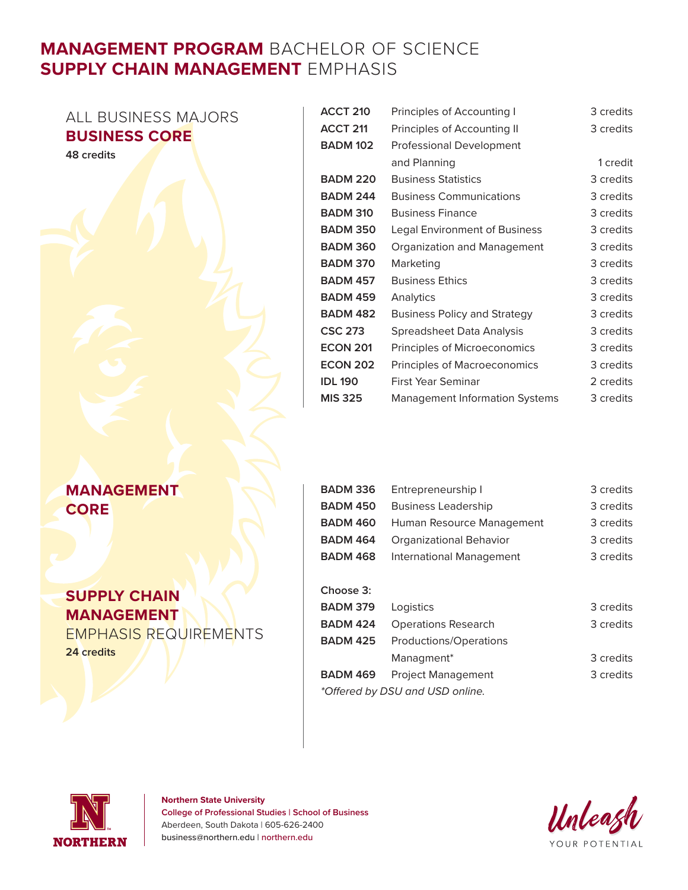# MANAGEMENT PROGRAM BACHELOR OF SCIENCE
# SUPPLY CHAIN MANAGEMENT EMPHASIS

## ALL BUSINESS MAJORS **BUSINESS CORE**

**48 credits**

| | | |
|---|---|---|
| **ACCT 210** | Principles of Accounting I | 3 credits |
| **ACCT 211** | Principles of Accounting II | 3 credits |
| **BADM 102** | Professional Development and Planning | 1 credit |
| **BADM 220** | Business Statistics | 3 credits |
| **BADM 244** | Business Communications | 3 credits |
| **BADM 310** | Business Finance | 3 credits |
| **BADM 350** | Legal Environment of Business | 3 credits |
| **BADM 360** | Organization and Management | 3 credits |
| **BADM 370** | Marketing | 3 credits |
| **BADM 457** | Business Ethics | 3 credits |
| **BADM 459** | Analytics | 3 credits |
| **BADM 482** | Business Policy and Strategy | 3 credits |
| **CSC 273** | Spreadsheet Data Analysis | 3 credits |
| **ECON 201** | Principles of Microeconomics | 3 credits |
| **ECON 202** | Principles of Macroeconomics | 3 credits |
| **IDL 190** | First Year Seminar | 2 credits |
| **MIS 325** | Management Information Systems | 3 credits |

## MANAGEMENT CORE

| | | |
|---|---|---|
| **BADM 336** | Entrepreneurship I | 3 credits |
| **BADM 450** | Business Leadership | 3 credits |
| **BADM 460** | Human Resource Management | 3 credits |
| **BADM 464** | Organizational Behavior | 3 credits |
| **BADM 468** | International Management | 3 credits |

## SUPPLY CHAIN MANAGEMENT EMPHASIS REQUIREMENTS

**24 credits**

**Choose 3:**

| | | |
|---|---|---|
| **BADM 379** | Logistics | 3 credits |
| **BADM 424** | Operations Research | 3 credits |
| **BADM 425** | Productions/Operations Managment* | 3 credits |
| **BADM 469** | Project Management | 3 credits |

*\*Offered by DSU and USD online.*

**Northern State University**
**College of Professional Studies | School of Business**
Aberdeen, South Dakota | 605-626-2400
business@northern.edu | northern.edu

Unleash YOUR POTENTIAL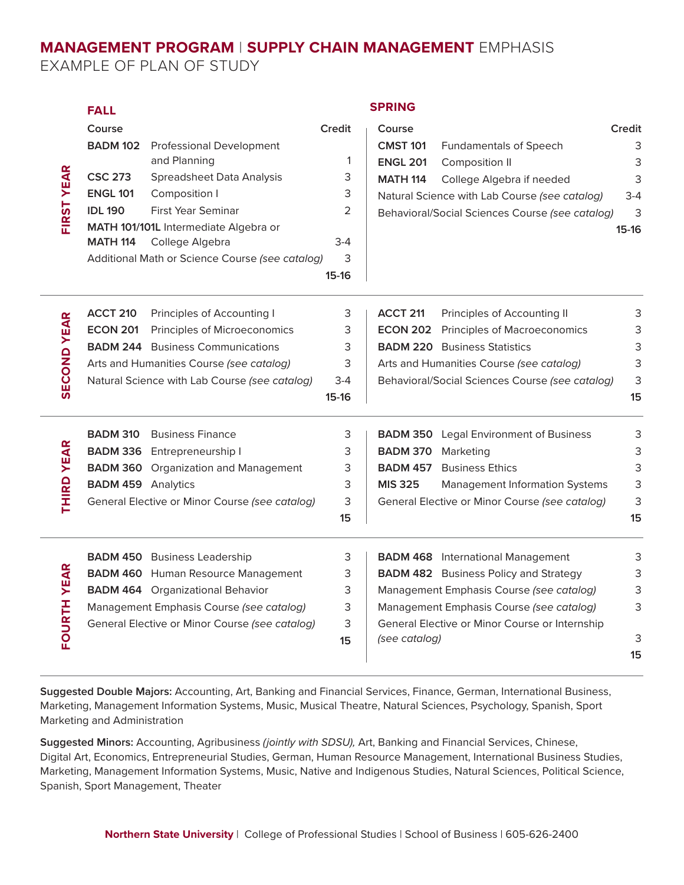# MANAGEMENT PROGRAM | SUPPLY CHAIN MANAGEMENT EMPHASIS

EXAMPLE OF PLAN OF STUDY

## FIRST YEAR

| FALL Course | | Credit | SPRING Course | | Credit |
|---|---|---|---|---|---|
| **BADM 102** | Professional Development and Planning | 1 | **CMST 101** | Fundamentals of Speech | 3 |
| **CSC 273** | Spreadsheet Data Analysis | 3 | **ENGL 201** | Composition II | 3 |
| **ENGL 101** | Composition I | 3 | **MATH 114** | College Algebra if needed | 3 |
| **IDL 190** | First Year Seminar | 2 | Natural Science with Lab Course *(see catalog)* | | 3-4 |
| **MATH 101/101L** Intermediate Algebra or **MATH 114** | College Algebra | 3-4 | Behavioral/Social Sciences Course *(see catalog)* | | 3 |
| Additional Math or Science Course *(see catalog)* | | 3 | | | |
| | | **15-16** | | | **15-16** |

## SECOND YEAR

| FALL Course | | Credit | SPRING Course | | Credit |
|---|---|---|---|---|---|
| **ACCT 210** | Principles of Accounting I | 3 | **ACCT 211** | Principles of Accounting II | 3 |
| **ECON 201** | Principles of Microeconomics | 3 | **ECON 202** | Principles of Macroeconomics | 3 |
| **BADM 244** | Business Communications | 3 | **BADM 220** | Business Statistics | 3 |
| Arts and Humanities Course *(see catalog)* | | 3 | Arts and Humanities Course *(see catalog)* | | 3 |
| Natural Science with Lab Course *(see catalog)* | | 3-4 | Behavioral/Social Sciences Course *(see catalog)* | | 3 |
| | | **15-16** | | | **15** |

## THIRD YEAR

| FALL Course | | Credit | SPRING Course | | Credit |
|---|---|---|---|---|---|
| **BADM 310** | Business Finance | 3 | **BADM 350** | Legal Environment of Business | 3 |
| **BADM 336** | Entrepreneurship I | 3 | **BADM 370** | Marketing | 3 |
| **BADM 360** | Organization and Management | 3 | **BADM 457** | Business Ethics | 3 |
| **BADM 459** | Analytics | 3 | **MIS 325** | Management Information Systems | 3 |
| General Elective or Minor Course *(see catalog)* | | 3 | General Elective or Minor Course *(see catalog)* | | 3 |
| | | **15** | | | **15** |

## FOURTH YEAR

| FALL Course | | Credit | SPRING Course | | Credit |
|---|---|---|---|---|---|
| **BADM 450** | Business Leadership | 3 | **BADM 468** | International Management | 3 |
| **BADM 460** | Human Resource Management | 3 | **BADM 482** | Business Policy and Strategy | 3 |
| **BADM 464** | Organizational Behavior | 3 | Management Emphasis Course *(see catalog)* | | 3 |
| Management Emphasis Course *(see catalog)* | | 3 | Management Emphasis Course *(see catalog)* | | 3 |
| General Elective or Minor Course *(see catalog)* | | 3 | General Elective or Minor Course or Internship *(see catalog)* | | 3 |
| | | **15** | | | **15** |

**Suggested Double Majors:** Accounting, Art, Banking and Financial Services, Finance, German, International Business, Marketing, Management Information Systems, Music, Musical Theatre, Natural Sciences, Psychology, Spanish, Sport Marketing and Administration

**Suggested Minors:** Accounting, Agribusiness *(jointly with SDSU),* Art, Banking and Financial Services, Chinese, Digital Art, Economics, Entrepreneurial Studies, German, Human Resource Management, International Business Studies, Marketing, Management Information Systems, Music, Native and Indigenous Studies, Natural Sciences, Political Science, Spanish, Sport Management, Theater

**Northern State University** | College of Professional Studies | School of Business | 605-626-2400